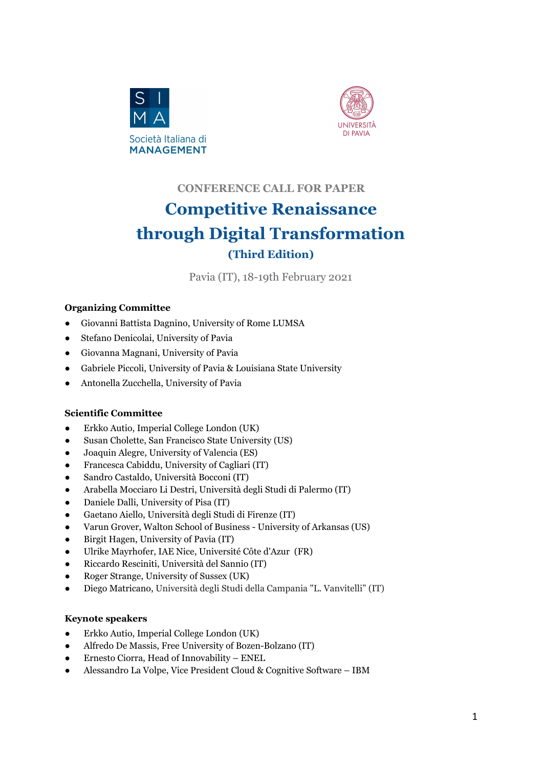CONFERENCE CALL FOR PAPER

# Competitive Renaissance through Digital Transformation

## (Third Edition)

Pavia (IT), 18-19th February 2021

**Organizing Committee**

- Giovanni Battista Dagnino, University of Rome LUMSA
- Stefano Denicolai, University of Pavia
- Giovanna Magnani, University of Pavia
- Gabriele Piccoli, University of Pavia & Louisiana State University
- Antonella Zucchella, University of Pavia

**Scientific Committee**

- Erkko Autio, Imperial College London (UK)
- Susan Cholette, San Francisco State University (US)
- Joaquin Alegre, University of Valencia (ES)
- Francesca Cabiddu, University of Cagliari (IT)
- Sandro Castaldo, Università Bocconi (IT)
- Arabella Mocciaro Li Destri, Università degli Studi di Palermo (IT)
- Daniele Dalli, University of Pisa (IT)
- Gaetano Aiello, Università degli Studi di Firenze (IT)
- Varun Grover, Walton School of Business - University of Arkansas (US)
- Birgit Hagen, University of Pavia (IT)
- Ulrike Mayrhofer, IAE Nice, Université Côte d'Azur (FR)
- Riccardo Resciniti, Università del Sannio (IT)
- Roger Strange, University of Sussex (UK)
- Diego Matricano, Università degli Studi della Campania "L. Vanvitelli" (IT)

**Keynote speakers**

- Erkko Autio, Imperial College London (UK)
- Alfredo De Massis, Free University of Bozen-Bolzano (IT)
- Ernesto Ciorra, Head of Innovability – ENEL
- Alessandro La Volpe, Vice President Cloud & Cognitive Software – IBM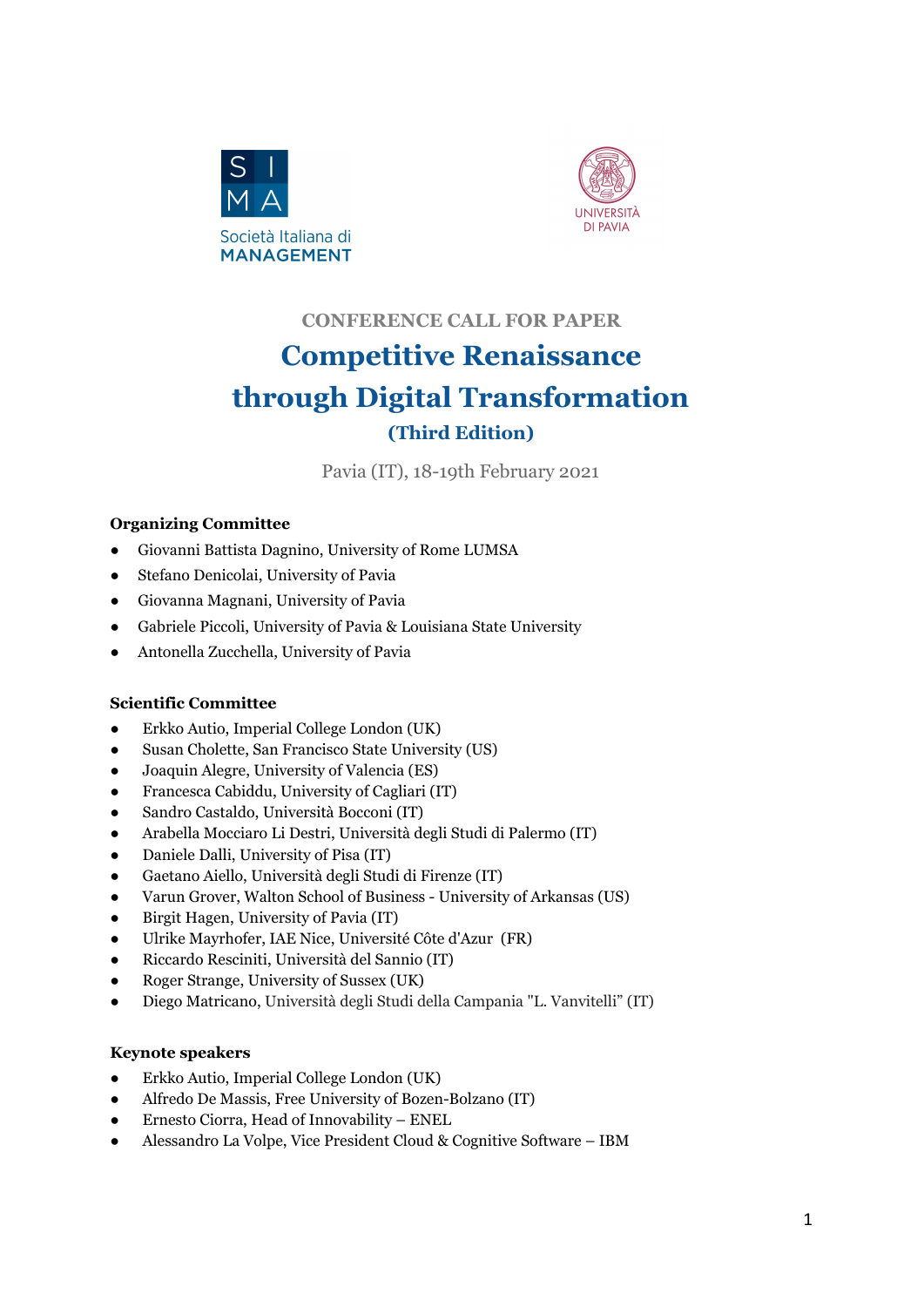CONFERENCE CALL FOR PAPER

# Competitive Renaissance through Digital Transformation

## (Third Edition)

Pavia (IT), 18-19th February 2021

**Organizing Committee**

- Giovanni Battista Dagnino, University of Rome LUMSA
- Stefano Denicolai, University of Pavia
- Giovanna Magnani, University of Pavia
- Gabriele Piccoli, University of Pavia & Louisiana State University
- Antonella Zucchella, University of Pavia

**Scientific Committee**

- Erkko Autio, Imperial College London (UK)
- Susan Cholette, San Francisco State University (US)
- Joaquin Alegre, University of Valencia (ES)
- Francesca Cabiddu, University of Cagliari (IT)
- Sandro Castaldo, Università Bocconi (IT)
- Arabella Mocciaro Li Destri, Università degli Studi di Palermo (IT)
- Daniele Dalli, University of Pisa (IT)
- Gaetano Aiello, Università degli Studi di Firenze (IT)
- Varun Grover, Walton School of Business - University of Arkansas (US)
- Birgit Hagen, University of Pavia (IT)
- Ulrike Mayrhofer, IAE Nice, Université Côte d'Azur (FR)
- Riccardo Resciniti, Università del Sannio (IT)
- Roger Strange, University of Sussex (UK)
- Diego Matricano, Università degli Studi della Campania "L. Vanvitelli" (IT)

**Keynote speakers**

- Erkko Autio, Imperial College London (UK)
- Alfredo De Massis, Free University of Bozen-Bolzano (IT)
- Ernesto Ciorra, Head of Innovability – ENEL
- Alessandro La Volpe, Vice President Cloud & Cognitive Software – IBM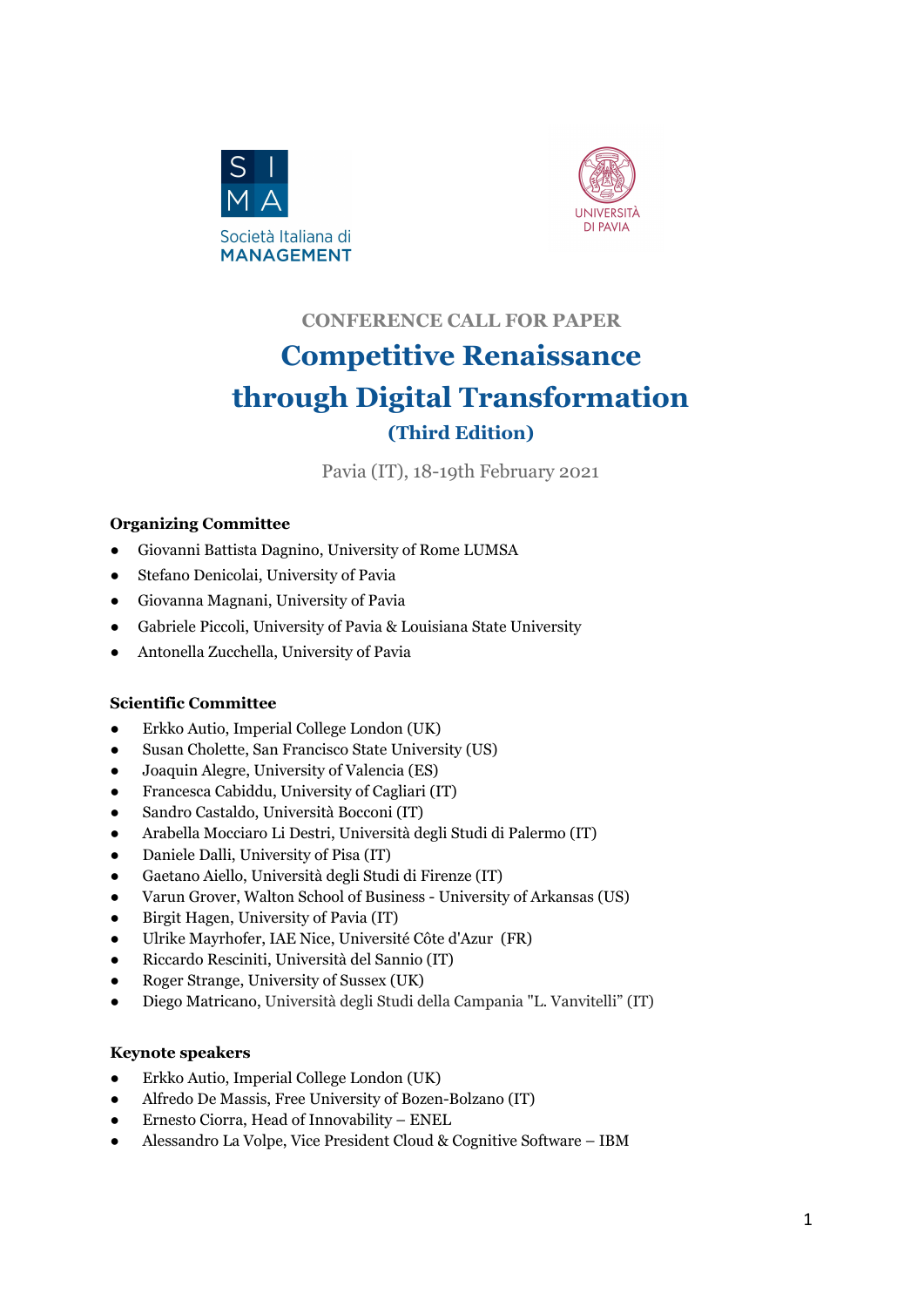CONFERENCE CALL FOR PAPER

# Competitive Renaissance through Digital Transformation

## (Third Edition)

Pavia (IT), 18-19th February 2021

**Organizing Committee**

- Giovanni Battista Dagnino, University of Rome LUMSA
- Stefano Denicolai, University of Pavia
- Giovanna Magnani, University of Pavia
- Gabriele Piccoli, University of Pavia & Louisiana State University
- Antonella Zucchella, University of Pavia

**Scientific Committee**

- Erkko Autio, Imperial College London (UK)
- Susan Cholette, San Francisco State University (US)
- Joaquin Alegre, University of Valencia (ES)
- Francesca Cabiddu, University of Cagliari (IT)
- Sandro Castaldo, Università Bocconi (IT)
- Arabella Mocciaro Li Destri, Università degli Studi di Palermo (IT)
- Daniele Dalli, University of Pisa (IT)
- Gaetano Aiello, Università degli Studi di Firenze (IT)
- Varun Grover, Walton School of Business - University of Arkansas (US)
- Birgit Hagen, University of Pavia (IT)
- Ulrike Mayrhofer, IAE Nice, Université Côte d'Azur (FR)
- Riccardo Resciniti, Università del Sannio (IT)
- Roger Strange, University of Sussex (UK)
- Diego Matricano, Università degli Studi della Campania "L. Vanvitelli" (IT)

**Keynote speakers**

- Erkko Autio, Imperial College London (UK)
- Alfredo De Massis, Free University of Bozen-Bolzano (IT)
- Ernesto Ciorra, Head of Innovability – ENEL
- Alessandro La Volpe, Vice President Cloud & Cognitive Software – IBM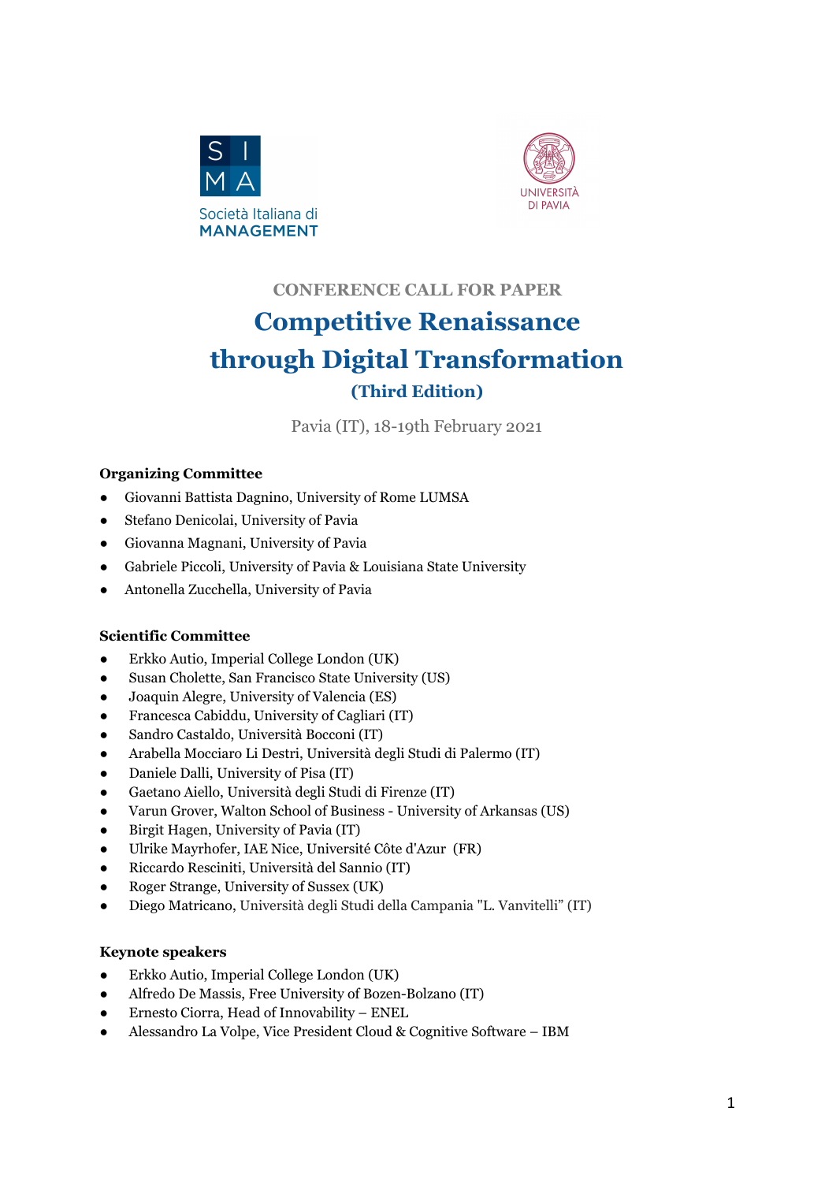CONFERENCE CALL FOR PAPER

# Competitive Renaissance through Digital Transformation

## (Third Edition)

Pavia (IT), 18-19th February 2021

### Organizing Committee

- Giovanni Battista Dagnino, University of Rome LUMSA
- Stefano Denicolai, University of Pavia
- Giovanna Magnani, University of Pavia
- Gabriele Piccoli, University of Pavia & Louisiana State University
- Antonella Zucchella, University of Pavia

### Scientific Committee

- Erkko Autio, Imperial College London (UK)
- Susan Cholette, San Francisco State University (US)
- Joaquin Alegre, University of Valencia (ES)
- Francesca Cabiddu, University of Cagliari (IT)
- Sandro Castaldo, Università Bocconi (IT)
- Arabella Mocciaro Li Destri, Università degli Studi di Palermo (IT)
- Daniele Dalli, University of Pisa (IT)
- Gaetano Aiello, Università degli Studi di Firenze (IT)
- Varun Grover, Walton School of Business - University of Arkansas (US)
- Birgit Hagen, University of Pavia (IT)
- Ulrike Mayrhofer, IAE Nice, Université Côte d'Azur (FR)
- Riccardo Resciniti, Università del Sannio (IT)
- Roger Strange, University of Sussex (UK)
- Diego Matricano, Università degli Studi della Campania "L. Vanvitelli" (IT)

### Keynote speakers

- Erkko Autio, Imperial College London (UK)
- Alfredo De Massis, Free University of Bozen-Bolzano (IT)
- Ernesto Ciorra, Head of Innovability – ENEL
- Alessandro La Volpe, Vice President Cloud & Cognitive Software – IBM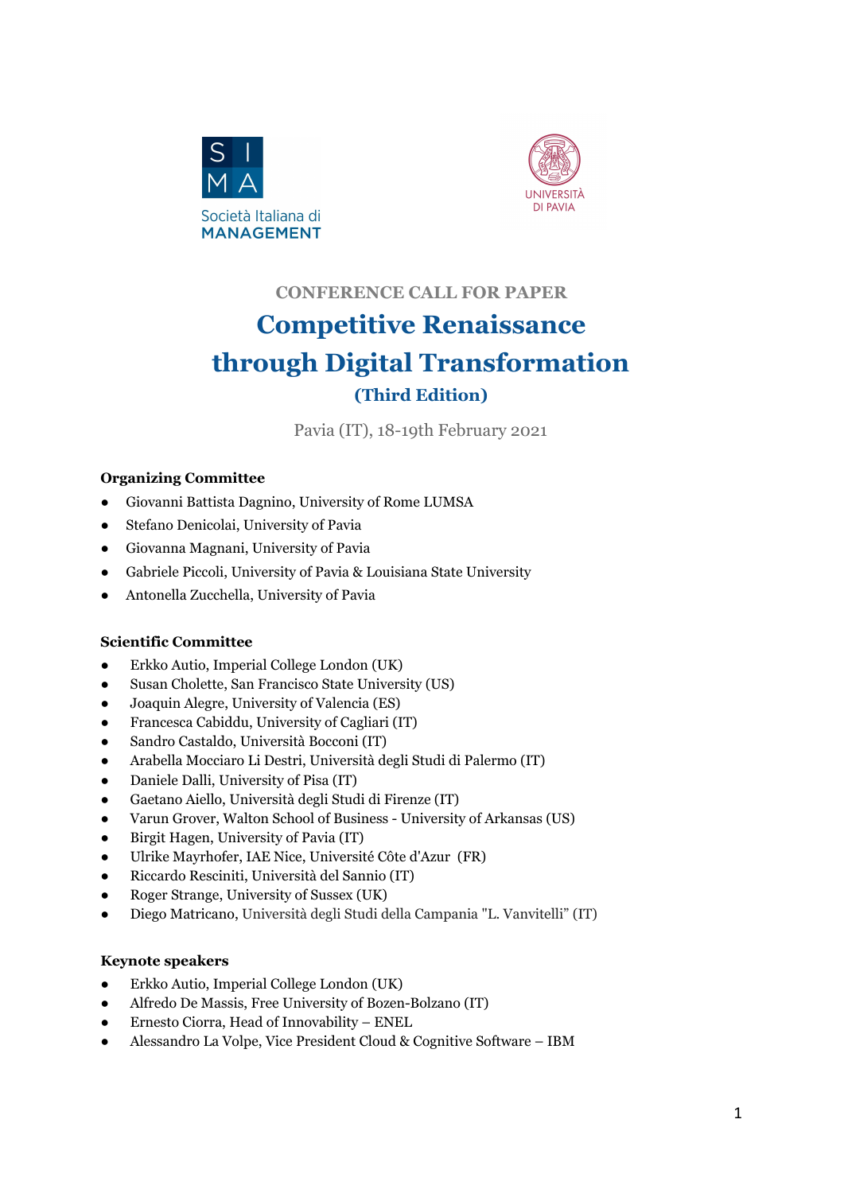SIMA

Società Italiana di MANAGEMENT

UNIVERSITÀ DI PAVIA

## CONFERENCE CALL FOR PAPER

# Competitive Renaissance through Digital Transformation

### (Third Edition)

Pavia (IT), 18-19th February 2021

**Organizing Committee**

- Giovanni Battista Dagnino, University of Rome LUMSA
- Stefano Denicolai, University of Pavia
- Giovanna Magnani, University of Pavia
- Gabriele Piccoli, University of Pavia & Louisiana State University
- Antonella Zucchella, University of Pavia

**Scientific Committee**

- Erkko Autio, Imperial College London (UK)
- Susan Cholette, San Francisco State University (US)
- Joaquin Alegre, University of Valencia (ES)
- Francesca Cabiddu, University of Cagliari (IT)
- Sandro Castaldo, Università Bocconi (IT)
- Arabella Mocciaro Li Destri, Università degli Studi di Palermo (IT)
- Daniele Dalli, University of Pisa (IT)
- Gaetano Aiello, Università degli Studi di Firenze (IT)
- Varun Grover, Walton School of Business - University of Arkansas (US)
- Birgit Hagen, University of Pavia (IT)
- Ulrike Mayrhofer, IAE Nice, Université Côte d'Azur (FR)
- Riccardo Resciniti, Università del Sannio (IT)
- Roger Strange, University of Sussex (UK)
- Diego Matricano, Università degli Studi della Campania "L. Vanvitelli" (IT)

**Keynote speakers**

- Erkko Autio, Imperial College London (UK)
- Alfredo De Massis, Free University of Bozen-Bolzano (IT)
- Ernesto Ciorra, Head of Innovability – ENEL
- Alessandro La Volpe, Vice President Cloud & Cognitive Software – IBM